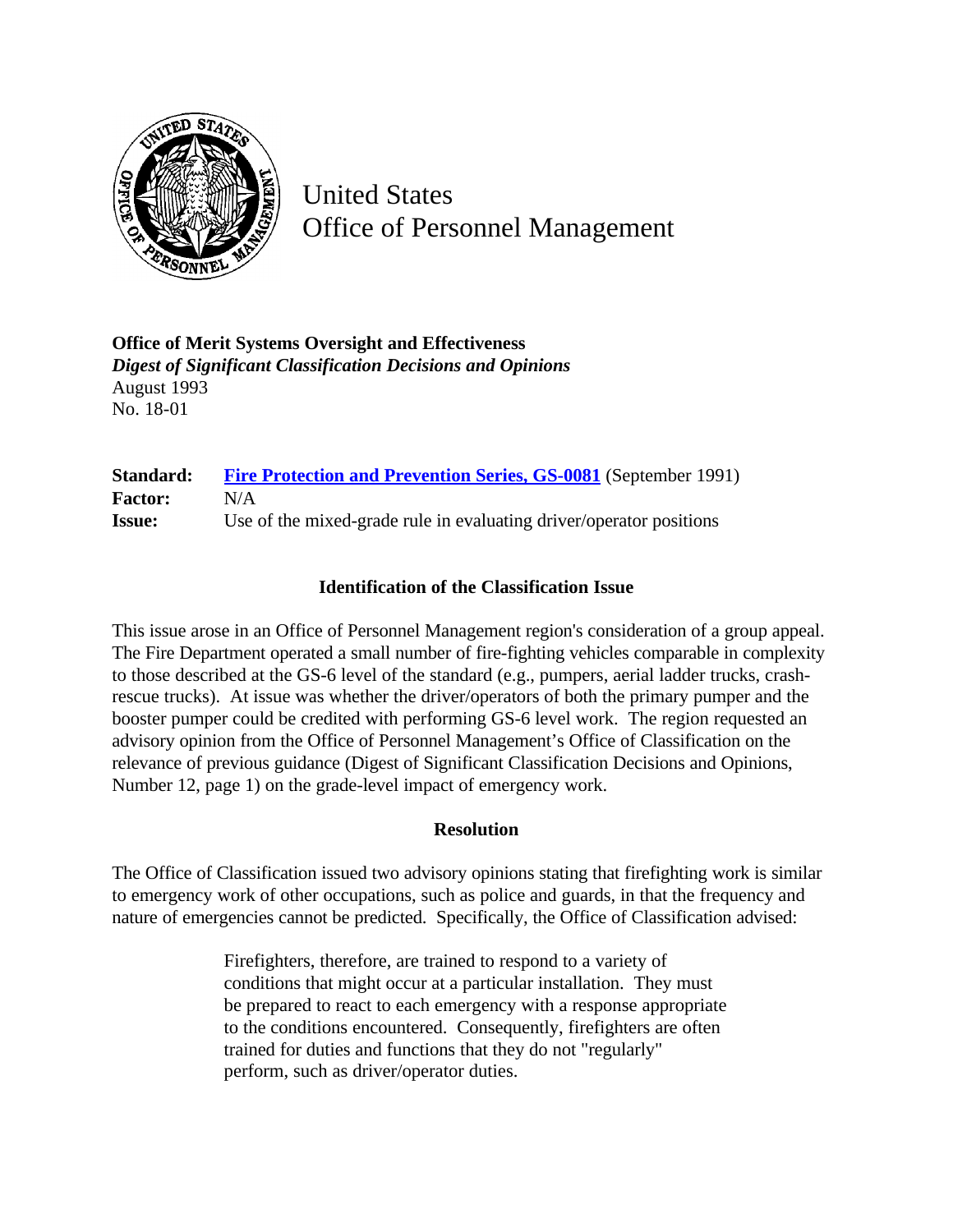United States
Office of Personnel Management

**Office of Merit Systems Oversight and Effectiveness**
***Digest of Significant Classification Decisions and Opinions***
August 1993
No. 18-01

| | |
|---|---|
| **Standard:** | [Fire Protection and Prevention Series, GS-0081](#) (September 1991) |
| **Factor:** | N/A |
| **Issue:** | Use of the mixed-grade rule in evaluating driver/operator positions |

### Identification of the Classification Issue

This issue arose in an Office of Personnel Management region's consideration of a group appeal. The Fire Department operated a small number of fire-fighting vehicles comparable in complexity to those described at the GS-6 level of the standard (e.g., pumpers, aerial ladder trucks, crash-rescue trucks). At issue was whether the driver/operators of both the primary pumper and the booster pumper could be credited with performing GS-6 level work. The region requested an advisory opinion from the Office of Personnel Management's Office of Classification on the relevance of previous guidance (Digest of Significant Classification Decisions and Opinions, Number 12, page 1) on the grade-level impact of emergency work.

### Resolution

The Office of Classification issued two advisory opinions stating that firefighting work is similar to emergency work of other occupations, such as police and guards, in that the frequency and nature of emergencies cannot be predicted. Specifically, the Office of Classification advised:

> Firefighters, therefore, are trained to respond to a variety of conditions that might occur at a particular installation. They must be prepared to react to each emergency with a response appropriate to the conditions encountered. Consequently, firefighters are often trained for duties and functions that they do not "regularly" perform, such as driver/operator duties.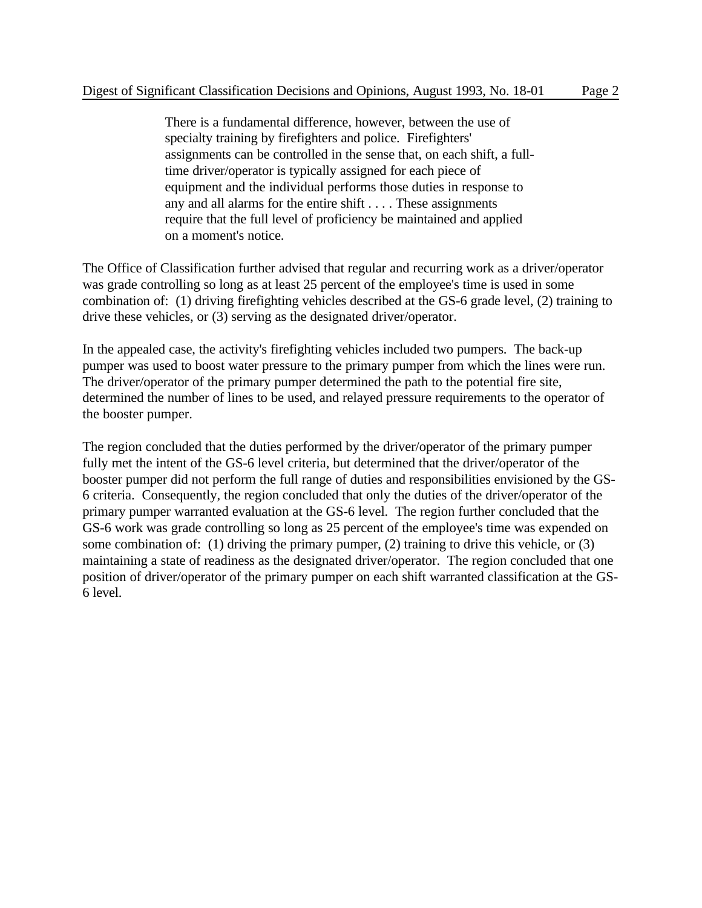> There is a fundamental difference, however, between the use of specialty training by firefighters and police. Firefighters' assignments can be controlled in the sense that, on each shift, a full-time driver/operator is typically assigned for each piece of equipment and the individual performs those duties in response to any and all alarms for the entire shift . . . . These assignments require that the full level of proficiency be maintained and applied on a moment's notice.

The Office of Classification further advised that regular and recurring work as a driver/operator was grade controlling so long as at least 25 percent of the employee's time is used in some combination of: (1) driving firefighting vehicles described at the GS-6 grade level, (2) training to drive these vehicles, or (3) serving as the designated driver/operator.

In the appealed case, the activity's firefighting vehicles included two pumpers. The back-up pumper was used to boost water pressure to the primary pumper from which the lines were run. The driver/operator of the primary pumper determined the path to the potential fire site, determined the number of lines to be used, and relayed pressure requirements to the operator of the booster pumper.

The region concluded that the duties performed by the driver/operator of the primary pumper fully met the intent of the GS-6 level criteria, but determined that the driver/operator of the booster pumper did not perform the full range of duties and responsibilities envisioned by the GS-6 criteria. Consequently, the region concluded that only the duties of the driver/operator of the primary pumper warranted evaluation at the GS-6 level. The region further concluded that the GS-6 work was grade controlling so long as 25 percent of the employee's time was expended on some combination of: (1) driving the primary pumper, (2) training to drive this vehicle, or (3) maintaining a state of readiness as the designated driver/operator. The region concluded that one position of driver/operator of the primary pumper on each shift warranted classification at the GS-6 level.